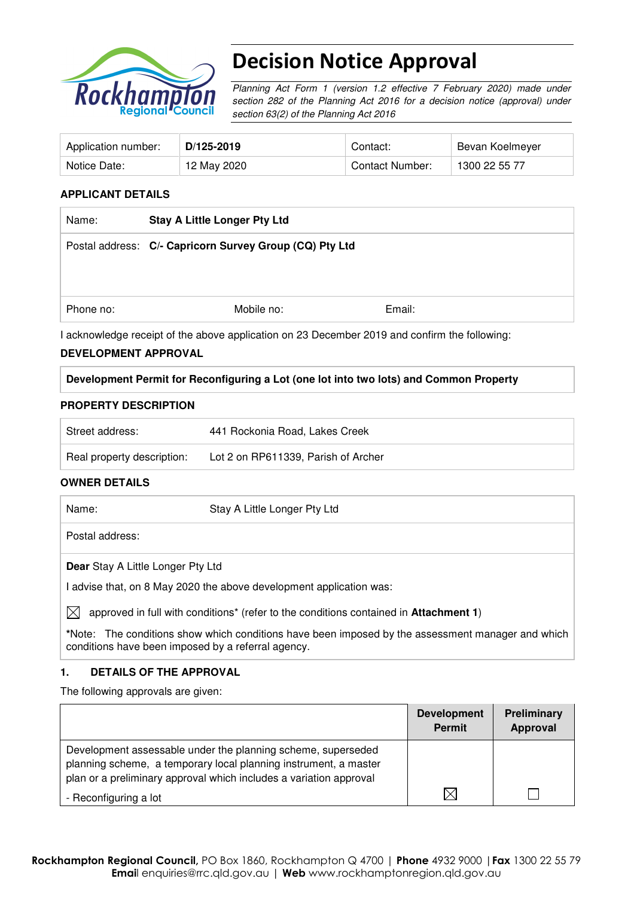# Decision Notice Approval

*Planning Act Form 1 (version 1.2 effective 7 February 2020) made under section 282 of the Planning Act 2016 for a decision notice (approval) under section 63(2) of the Planning Act 2016*

| Application number: | **D/125-2019** | Contact: | Bevan Koelmeyer |
|---|---|---|---|
| Notice Date: | 12 May 2020 | Contact Number: | 1300 22 55 77 |

## APPLICANT DETAILS

| | | | |
|---|---|---|---|
| Name: | **Stay A Little Longer Pty Ltd** | | |
| Postal address: | **C/- Capricorn Survey Group (CQ) Pty Ltd** | | |
| Phone no: | Mobile no: | Email: | |

I acknowledge receipt of the above application on 23 December 2019 and confirm the following:

## DEVELOPMENT APPROVAL

**Development Permit for Reconfiguring a Lot (one lot into two lots) and Common Property**

## PROPERTY DESCRIPTION

| | |
|---|---|
| Street address: | 441 Rockonia Road, Lakes Creek |
| Real property description: | Lot 2 on RP611339, Parish of Archer |

## OWNER DETAILS

| | |
|---|---|
| Name: | Stay A Little Longer Pty Ltd |
| Postal address: | |

**Dear** Stay A Little Longer Pty Ltd

I advise that, on 8 May 2020 the above development application was:

☒ approved in full with conditions* (refer to the conditions contained in **Attachment 1**)

*Note: The conditions show which conditions have been imposed by the assessment manager and which conditions have been imposed by a referral agency.

## 1. DETAILS OF THE APPROVAL

The following approvals are given:

| | **Development Permit** | **Preliminary Approval** |
|---|---|---|
| Development assessable under the planning scheme, superseded planning scheme, a temporary local planning instrument, a master plan or a preliminary approval which includes a variation approval<br>- Reconfiguring a lot | ☒ | ☐ |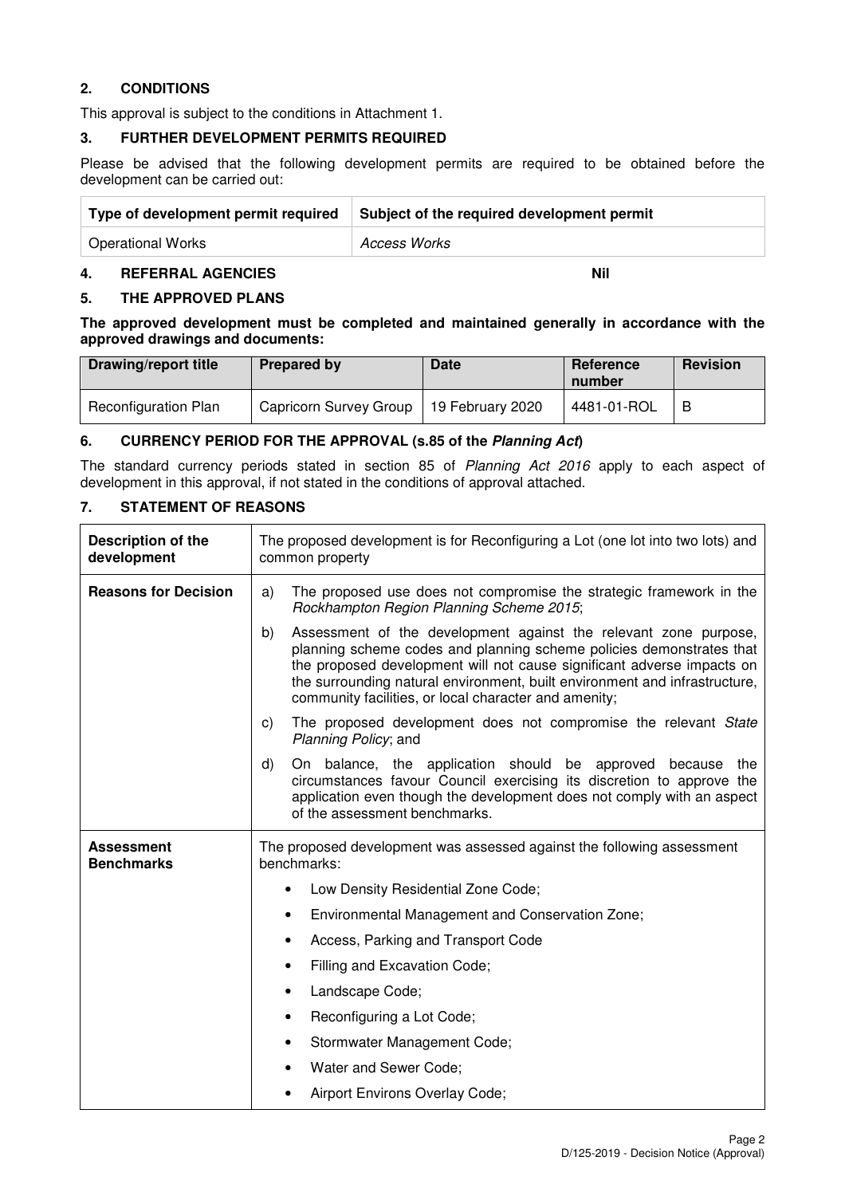## 2. CONDITIONS

This approval is subject to the conditions in Attachment 1.

## 3. FURTHER DEVELOPMENT PERMITS REQUIRED

Please be advised that the following development permits are required to be obtained before the development can be carried out:

| Type of development permit required | Subject of the required development permit |
|---|---|
| Operational Works | *Access Works* |

## 4. REFERRAL AGENCIES **Nil**

## 5. THE APPROVED PLANS

**The approved development must be completed and maintained generally in accordance with the approved drawings and documents:**

| Drawing/report title | Prepared by | Date | Reference number | Revision |
|---|---|---|---|---|
| Reconfiguration Plan | Capricorn Survey Group | 19 February 2020 | 4481-01-ROL | B |

## 6. CURRENCY PERIOD FOR THE APPROVAL (s.85 of the *Planning Act*)

The standard currency periods stated in section 85 of *Planning Act 2016* apply to each aspect of development in this approval, if not stated in the conditions of approval attached.

## 7. STATEMENT OF REASONS

| **Description of the development** | The proposed development is for Reconfiguring a Lot (one lot into two lots) and common property |
|---|---|
| **Reasons for Decision** | a) The proposed use does not compromise the strategic framework in the *Rockhampton Region Planning Scheme 2015*;<br>b) Assessment of the development against the relevant zone purpose, planning scheme codes and planning scheme policies demonstrates that the proposed development will not cause significant adverse impacts on the surrounding natural environment, built environment and infrastructure, community facilities, or local character and amenity;<br>c) The proposed development does not compromise the relevant *State Planning Policy*; and<br>d) On balance, the application should be approved because the circumstances favour Council exercising its discretion to approve the application even though the development does not comply with an aspect of the assessment benchmarks. |
| **Assessment Benchmarks** | The proposed development was assessed against the following assessment benchmarks:<br>• Low Density Residential Zone Code;<br>• Environmental Management and Conservation Zone;<br>• Access, Parking and Transport Code<br>• Filling and Excavation Code;<br>• Landscape Code;<br>• Reconfiguring a Lot Code;<br>• Stormwater Management Code;<br>• Water and Sewer Code;<br>• Airport Environs Overlay Code; |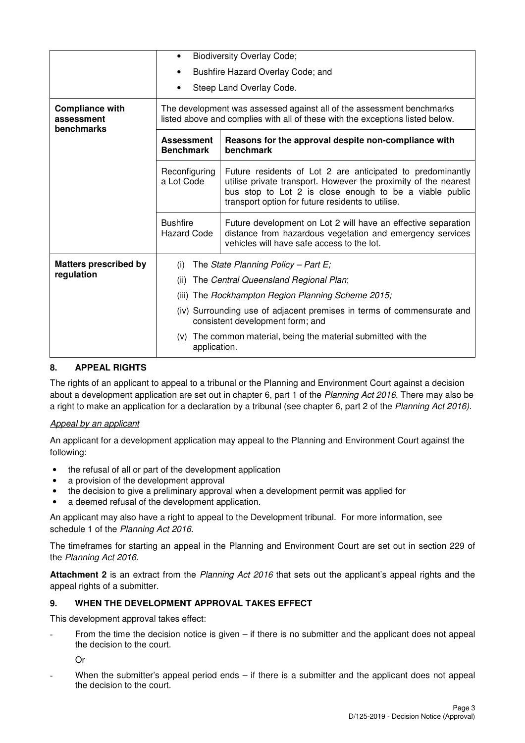| | | |
|---|---|---|
| | • Biodiversity Overlay Code;<br>• Bushfire Hazard Overlay Code; and<br>• Steep Land Overlay Code. | |
| **Compliance with assessment benchmarks** | The development was assessed against all of the assessment benchmarks listed above and complies with all of these with the exceptions listed below. | |
| | **Assessment Benchmark** | **Reasons for the approval despite non-compliance with benchmark** |
| | Reconfiguring a Lot Code | Future residents of Lot 2 are anticipated to predominantly utilise private transport. However the proximity of the nearest bus stop to Lot 2 is close enough to be a viable public transport option for future residents to utilise. |
| | Bushfire Hazard Code | Future development on Lot 2 will have an effective separation distance from hazardous vegetation and emergency services vehicles will have safe access to the lot. |
| **Matters prescribed by regulation** | (i) The *State Planning Policy – Part E;*<br>(ii) The *Central Queensland Regional Plan*;<br>(iii) The *Rockhampton Region Planning Scheme 2015;*<br>(iv) Surrounding use of adjacent premises in terms of commensurate and consistent development form; and<br>(v) The common material, being the material submitted with the application. | |

## 8. APPEAL RIGHTS

The rights of an applicant to appeal to a tribunal or the Planning and Environment Court against a decision about a development application are set out in chapter 6, part 1 of the *Planning Act 2016*. There may also be a right to make an application for a declaration by a tribunal (see chapter 6, part 2 of the *Planning Act 2016).*

*Appeal by an applicant*

An applicant for a development application may appeal to the Planning and Environment Court against the following:

- the refusal of all or part of the development application
- a provision of the development approval
- the decision to give a preliminary approval when a development permit was applied for
- a deemed refusal of the development application.

An applicant may also have a right to appeal to the Development tribunal. For more information, see schedule 1 of the *Planning Act 2016*.

The timeframes for starting an appeal in the Planning and Environment Court are set out in section 229 of the *Planning Act 2016*.

**Attachment 2** is an extract from the *Planning Act 2016* that sets out the applicant's appeal rights and the appeal rights of a submitter.

## 9. WHEN THE DEVELOPMENT APPROVAL TAKES EFFECT

This development approval takes effect:

- From the time the decision notice is given – if there is no submitter and the applicant does not appeal the decision to the court.

  Or

- When the submitter's appeal period ends – if there is a submitter and the applicant does not appeal the decision to the court.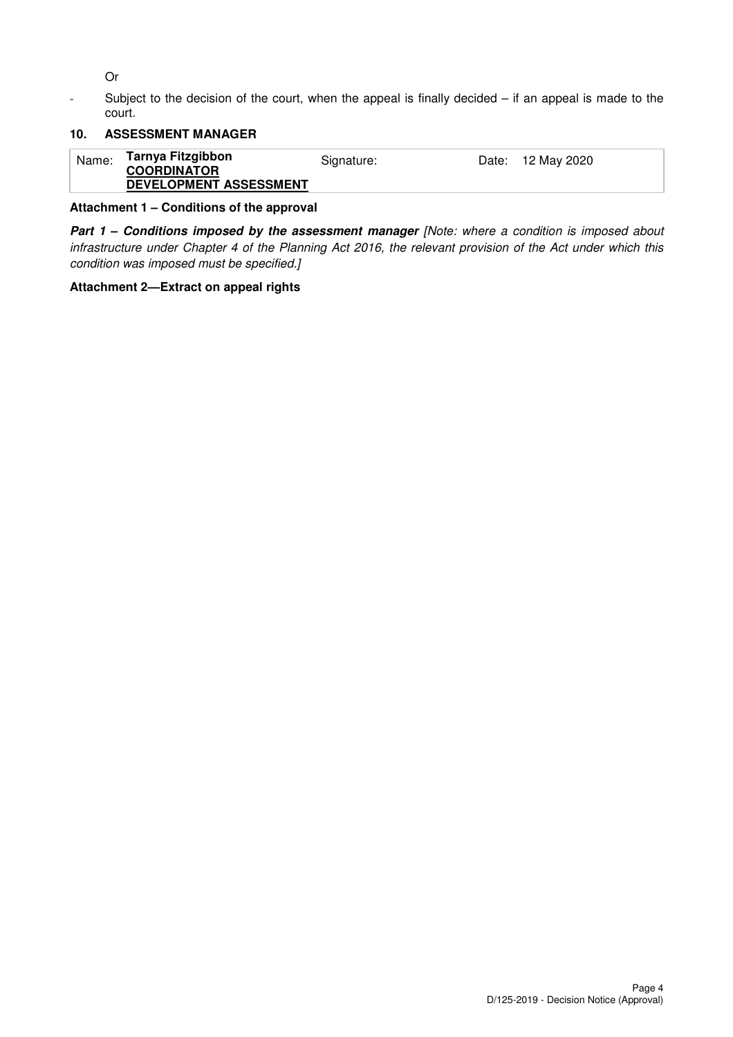Or

- Subject to the decision of the court, when the appeal is finally decided – if an appeal is made to the court.

## 10. ASSESSMENT MANAGER

| Name: | **Tarnya Fitzgibbon** **COORDINATOR** **DEVELOPMENT ASSESSMENT** | Signature: | Date: 12 May 2020 |
|---|---|---|---|

**Attachment 1 – Conditions of the approval**

***Part 1 – Conditions imposed by the assessment manager*** *[Note: where a condition is imposed about infrastructure under Chapter 4 of the Planning Act 2016, the relevant provision of the Act under which this condition was imposed must be specified.]*

**Attachment 2—Extract on appeal rights**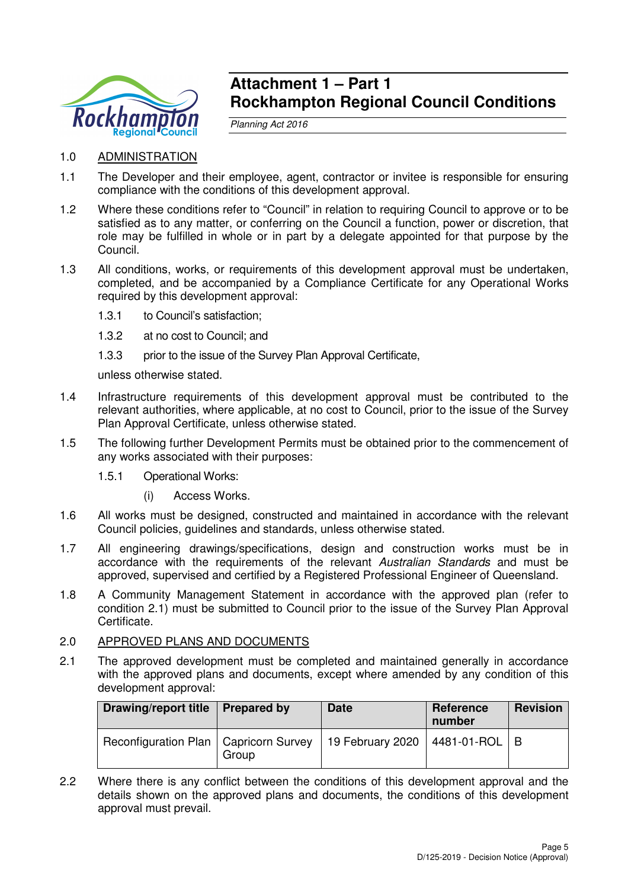# Attachment 1 – Part 1
# Rockhampton Regional Council Conditions

*Planning Act 2016*

1.0 ADMINISTRATION

1.1 The Developer and their employee, agent, contractor or invitee is responsible for ensuring compliance with the conditions of this development approval.

1.2 Where these conditions refer to "Council" in relation to requiring Council to approve or to be satisfied as to any matter, or conferring on the Council a function, power or discretion, that role may be fulfilled in whole or in part by a delegate appointed for that purpose by the Council.

1.3 All conditions, works, or requirements of this development approval must be undertaken, completed, and be accompanied by a Compliance Certificate for any Operational Works required by this development approval:

1.3.1 to Council's satisfaction;

1.3.2 at no cost to Council; and

1.3.3 prior to the issue of the Survey Plan Approval Certificate,

unless otherwise stated.

1.4 Infrastructure requirements of this development approval must be contributed to the relevant authorities, where applicable, at no cost to Council, prior to the issue of the Survey Plan Approval Certificate, unless otherwise stated.

1.5 The following further Development Permits must be obtained prior to the commencement of any works associated with their purposes:

1.5.1 Operational Works:

(i) Access Works.

1.6 All works must be designed, constructed and maintained in accordance with the relevant Council policies, guidelines and standards, unless otherwise stated.

1.7 All engineering drawings/specifications, design and construction works must be in accordance with the requirements of the relevant *Australian Standards* and must be approved, supervised and certified by a Registered Professional Engineer of Queensland.

1.8 A Community Management Statement in accordance with the approved plan (refer to condition 2.1) must be submitted to Council prior to the issue of the Survey Plan Approval Certificate.

2.0 APPROVED PLANS AND DOCUMENTS

2.1 The approved development must be completed and maintained generally in accordance with the approved plans and documents, except where amended by any condition of this development approval:

| Drawing/report title | Prepared by | Date | Reference number | Revision |
|---|---|---|---|---|
| Reconfiguration Plan | Capricorn Survey Group | 19 February 2020 | 4481-01-ROL | B |

2.2 Where there is any conflict between the conditions of this development approval and the details shown on the approved plans and documents, the conditions of this development approval must prevail.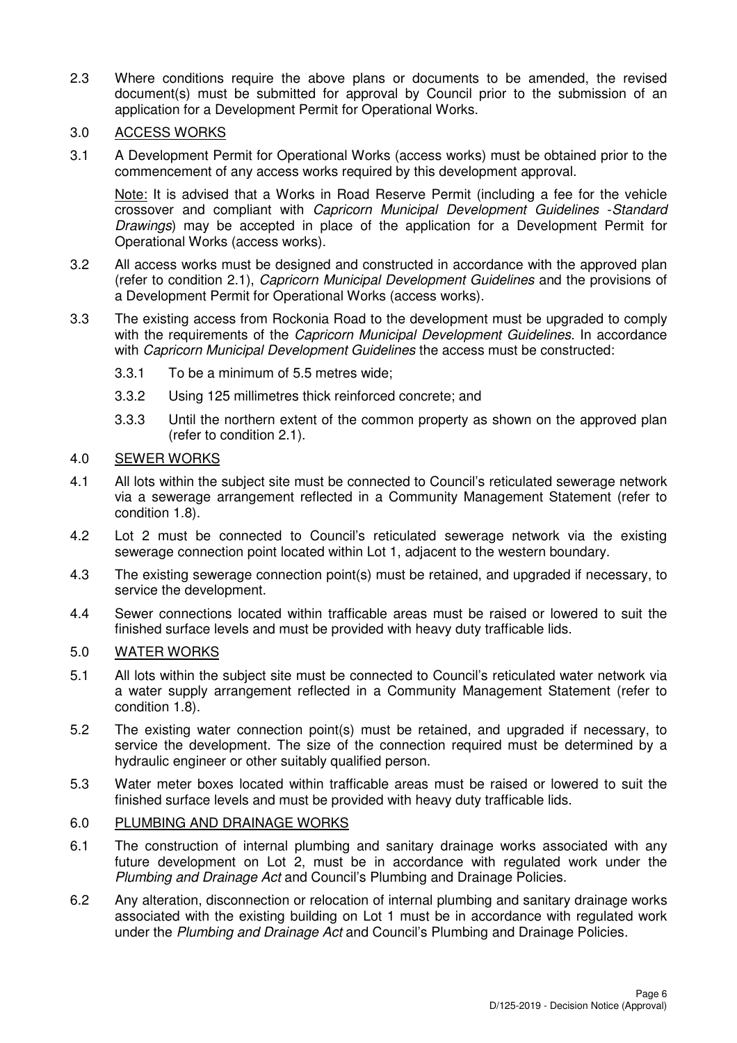2.3 Where conditions require the above plans or documents to be amended, the revised document(s) must be submitted for approval by Council prior to the submission of an application for a Development Permit for Operational Works.

## 3.0 ACCESS WORKS

3.1 A Development Permit for Operational Works (access works) must be obtained prior to the commencement of any access works required by this development approval.

Note: It is advised that a Works in Road Reserve Permit (including a fee for the vehicle crossover and compliant with *Capricorn Municipal Development Guidelines -Standard Drawings*) may be accepted in place of the application for a Development Permit for Operational Works (access works).

3.2 All access works must be designed and constructed in accordance with the approved plan (refer to condition 2.1), *Capricorn Municipal Development Guidelines* and the provisions of a Development Permit for Operational Works (access works).

3.3 The existing access from Rockonia Road to the development must be upgraded to comply with the requirements of the *Capricorn Municipal Development Guidelines*. In accordance with *Capricorn Municipal Development Guidelines* the access must be constructed:

3.3.1 To be a minimum of 5.5 metres wide;

3.3.2 Using 125 millimetres thick reinforced concrete; and

3.3.3 Until the northern extent of the common property as shown on the approved plan (refer to condition 2.1).

## 4.0 SEWER WORKS

4.1 All lots within the subject site must be connected to Council's reticulated sewerage network via a sewerage arrangement reflected in a Community Management Statement (refer to condition 1.8).

4.2 Lot 2 must be connected to Council's reticulated sewerage network via the existing sewerage connection point located within Lot 1, adjacent to the western boundary.

4.3 The existing sewerage connection point(s) must be retained, and upgraded if necessary, to service the development.

4.4 Sewer connections located within trafficable areas must be raised or lowered to suit the finished surface levels and must be provided with heavy duty trafficable lids.

## 5.0 WATER WORKS

5.1 All lots within the subject site must be connected to Council's reticulated water network via a water supply arrangement reflected in a Community Management Statement (refer to condition 1.8).

5.2 The existing water connection point(s) must be retained, and upgraded if necessary, to service the development. The size of the connection required must be determined by a hydraulic engineer or other suitably qualified person.

5.3 Water meter boxes located within trafficable areas must be raised or lowered to suit the finished surface levels and must be provided with heavy duty trafficable lids.

## 6.0 PLUMBING AND DRAINAGE WORKS

6.1 The construction of internal plumbing and sanitary drainage works associated with any future development on Lot 2, must be in accordance with regulated work under the *Plumbing and Drainage Act* and Council's Plumbing and Drainage Policies.

6.2 Any alteration, disconnection or relocation of internal plumbing and sanitary drainage works associated with the existing building on Lot 1 must be in accordance with regulated work under the *Plumbing and Drainage Act* and Council's Plumbing and Drainage Policies.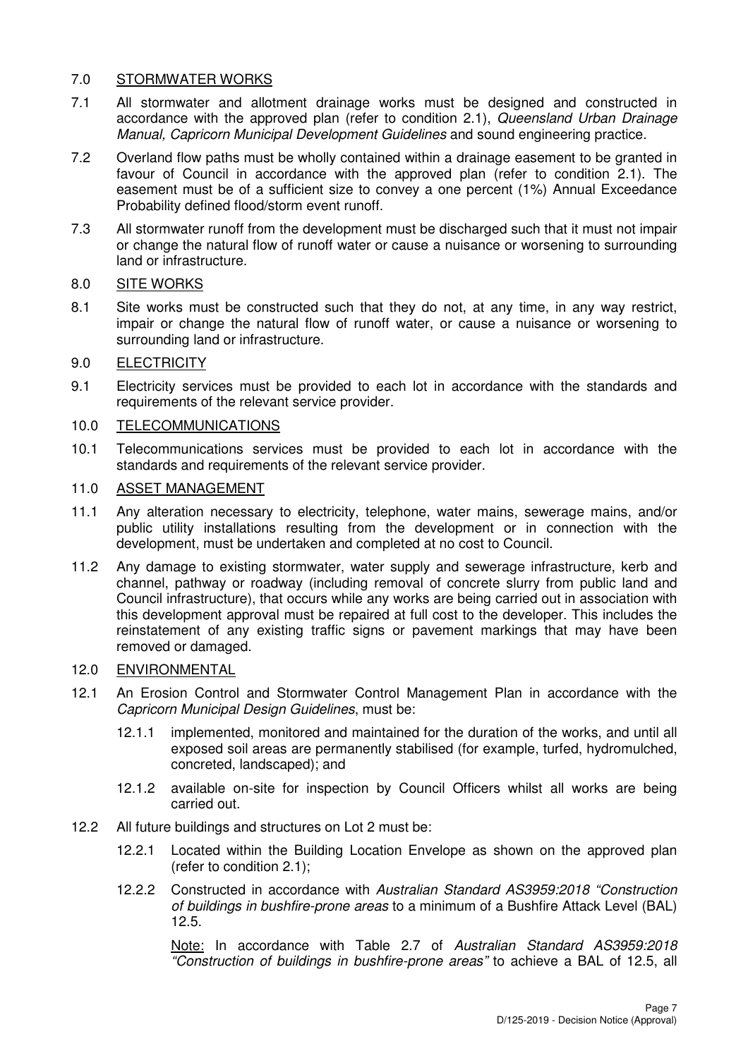## 7.0 STORMWATER WORKS

7.1 All stormwater and allotment drainage works must be designed and constructed in accordance with the approved plan (refer to condition 2.1), *Queensland Urban Drainage Manual, Capricorn Municipal Development Guidelines* and sound engineering practice.

7.2 Overland flow paths must be wholly contained within a drainage easement to be granted in favour of Council in accordance with the approved plan (refer to condition 2.1). The easement must be of a sufficient size to convey a one percent (1%) Annual Exceedance Probability defined flood/storm event runoff.

7.3 All stormwater runoff from the development must be discharged such that it must not impair or change the natural flow of runoff water or cause a nuisance or worsening to surrounding land or infrastructure.

## 8.0 SITE WORKS

8.1 Site works must be constructed such that they do not, at any time, in any way restrict, impair or change the natural flow of runoff water, or cause a nuisance or worsening to surrounding land or infrastructure.

## 9.0 ELECTRICITY

9.1 Electricity services must be provided to each lot in accordance with the standards and requirements of the relevant service provider.

## 10.0 TELECOMMUNICATIONS

10.1 Telecommunications services must be provided to each lot in accordance with the standards and requirements of the relevant service provider.

## 11.0 ASSET MANAGEMENT

11.1 Any alteration necessary to electricity, telephone, water mains, sewerage mains, and/or public utility installations resulting from the development or in connection with the development, must be undertaken and completed at no cost to Council.

11.2 Any damage to existing stormwater, water supply and sewerage infrastructure, kerb and channel, pathway or roadway (including removal of concrete slurry from public land and Council infrastructure), that occurs while any works are being carried out in association with this development approval must be repaired at full cost to the developer. This includes the reinstatement of any existing traffic signs or pavement markings that may have been removed or damaged.

## 12.0 ENVIRONMENTAL

12.1 An Erosion Control and Stormwater Control Management Plan in accordance with the *Capricorn Municipal Design Guidelines*, must be:

- 12.1.1 implemented, monitored and maintained for the duration of the works, and until all exposed soil areas are permanently stabilised (for example, turfed, hydromulched, concreted, landscaped); and
- 12.1.2 available on-site for inspection by Council Officers whilst all works are being carried out.

12.2 All future buildings and structures on Lot 2 must be:

- 12.2.1 Located within the Building Location Envelope as shown on the approved plan (refer to condition 2.1);
- 12.2.2 Constructed in accordance with *Australian Standard AS3959:2018 "Construction of buildings in bushfire-prone areas* to a minimum of a Bushfire Attack Level (BAL) 12.5.

  Note: In accordance with Table 2.7 of *Australian Standard AS3959:2018 "Construction of buildings in bushfire-prone areas"* to achieve a BAL of 12.5, all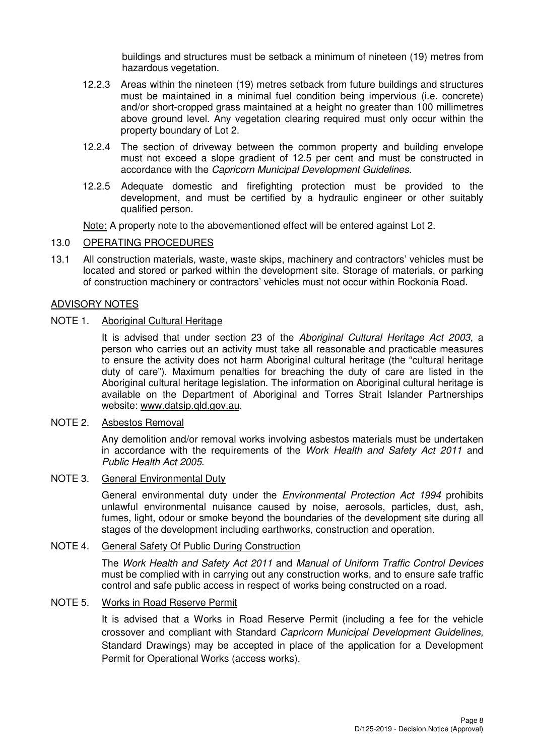buildings and structures must be setback a minimum of nineteen (19) metres from hazardous vegetation.

12.2.3 Areas within the nineteen (19) metres setback from future buildings and structures must be maintained in a minimal fuel condition being impervious (i.e. concrete) and/or short-cropped grass maintained at a height no greater than 100 millimetres above ground level. Any vegetation clearing required must only occur within the property boundary of Lot 2.

12.2.4 The section of driveway between the common property and building envelope must not exceed a slope gradient of 12.5 per cent and must be constructed in accordance with the *Capricorn Municipal Development Guidelines.*

12.2.5 Adequate domestic and firefighting protection must be provided to the development, and must be certified by a hydraulic engineer or other suitably qualified person.

Note: A property note to the abovementioned effect will be entered against Lot 2.

## 13.0 OPERATING PROCEDURES

13.1 All construction materials, waste, waste skips, machinery and contractors' vehicles must be located and stored or parked within the development site. Storage of materials, or parking of construction machinery or contractors' vehicles must not occur within Rockonia Road.

## ADVISORY NOTES

### NOTE 1. Aboriginal Cultural Heritage

It is advised that under section 23 of the *Aboriginal Cultural Heritage Act 2003*, a person who carries out an activity must take all reasonable and practicable measures to ensure the activity does not harm Aboriginal cultural heritage (the "cultural heritage duty of care"). Maximum penalties for breaching the duty of care are listed in the Aboriginal cultural heritage legislation. The information on Aboriginal cultural heritage is available on the Department of Aboriginal and Torres Strait Islander Partnerships website: www.datsip.qld.gov.au.

### NOTE 2. Asbestos Removal

Any demolition and/or removal works involving asbestos materials must be undertaken in accordance with the requirements of the *Work Health and Safety Act 2011* and *Public Health Act 2005*.

### NOTE 3. General Environmental Duty

General environmental duty under the *Environmental Protection Act 1994* prohibits unlawful environmental nuisance caused by noise, aerosols, particles, dust, ash, fumes, light, odour or smoke beyond the boundaries of the development site during all stages of the development including earthworks, construction and operation.

### NOTE 4. General Safety Of Public During Construction

The *Work Health and Safety Act 2011* and *Manual of Uniform Traffic Control Devices* must be complied with in carrying out any construction works, and to ensure safe traffic control and safe public access in respect of works being constructed on a road.

### NOTE 5. Works in Road Reserve Permit

It is advised that a Works in Road Reserve Permit (including a fee for the vehicle crossover and compliant with Standard *Capricorn Municipal Development Guidelines,* Standard Drawings) may be accepted in place of the application for a Development Permit for Operational Works (access works).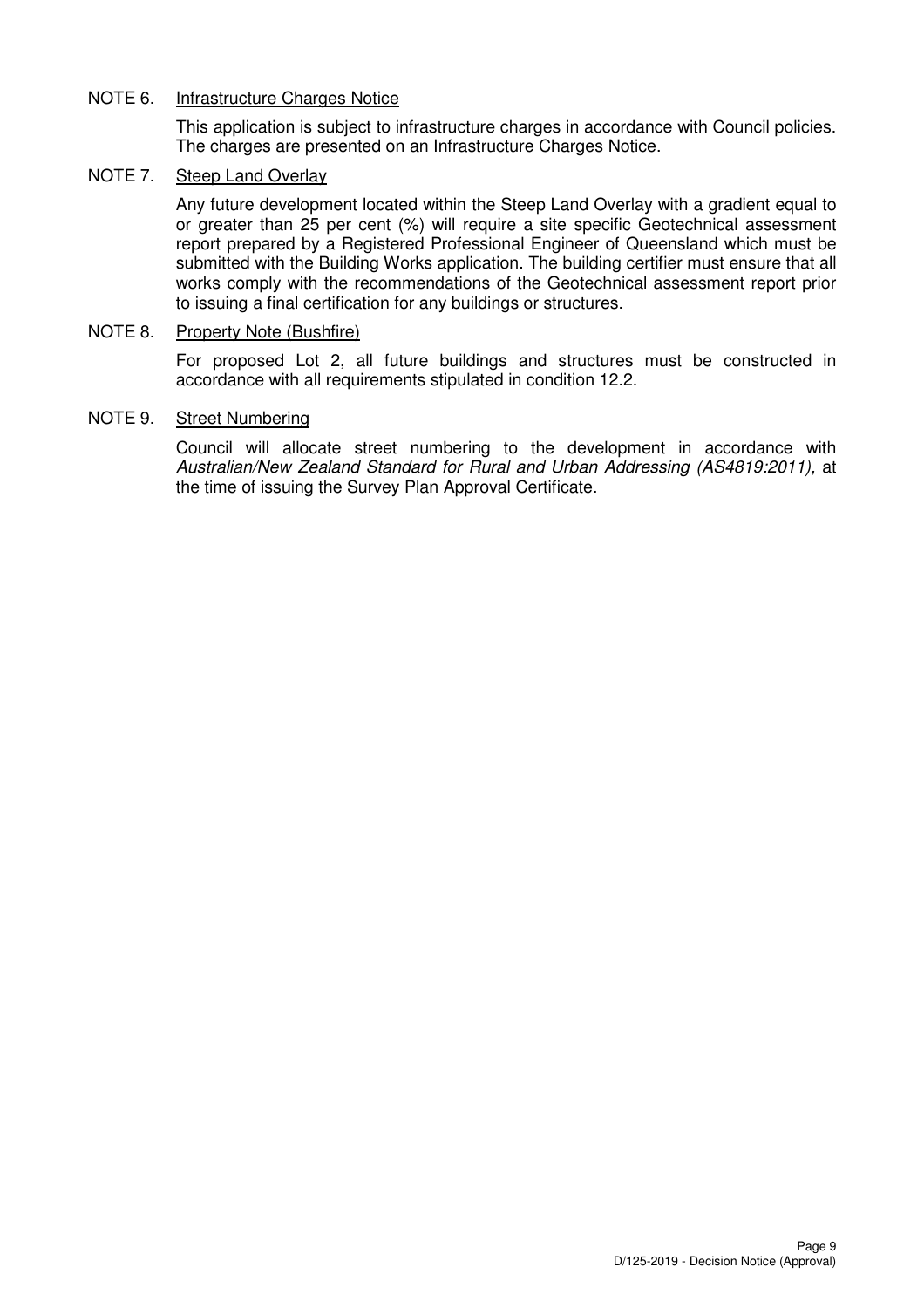NOTE 6. Infrastructure Charges Notice

This application is subject to infrastructure charges in accordance with Council policies. The charges are presented on an Infrastructure Charges Notice.

NOTE 7. Steep Land Overlay

Any future development located within the Steep Land Overlay with a gradient equal to or greater than 25 per cent (%) will require a site specific Geotechnical assessment report prepared by a Registered Professional Engineer of Queensland which must be submitted with the Building Works application. The building certifier must ensure that all works comply with the recommendations of the Geotechnical assessment report prior to issuing a final certification for any buildings or structures.

NOTE 8. Property Note (Bushfire)

For proposed Lot 2, all future buildings and structures must be constructed in accordance with all requirements stipulated in condition 12.2.

NOTE 9. Street Numbering

Council will allocate street numbering to the development in accordance with *Australian/New Zealand Standard for Rural and Urban Addressing (AS4819:2011),* at the time of issuing the Survey Plan Approval Certificate.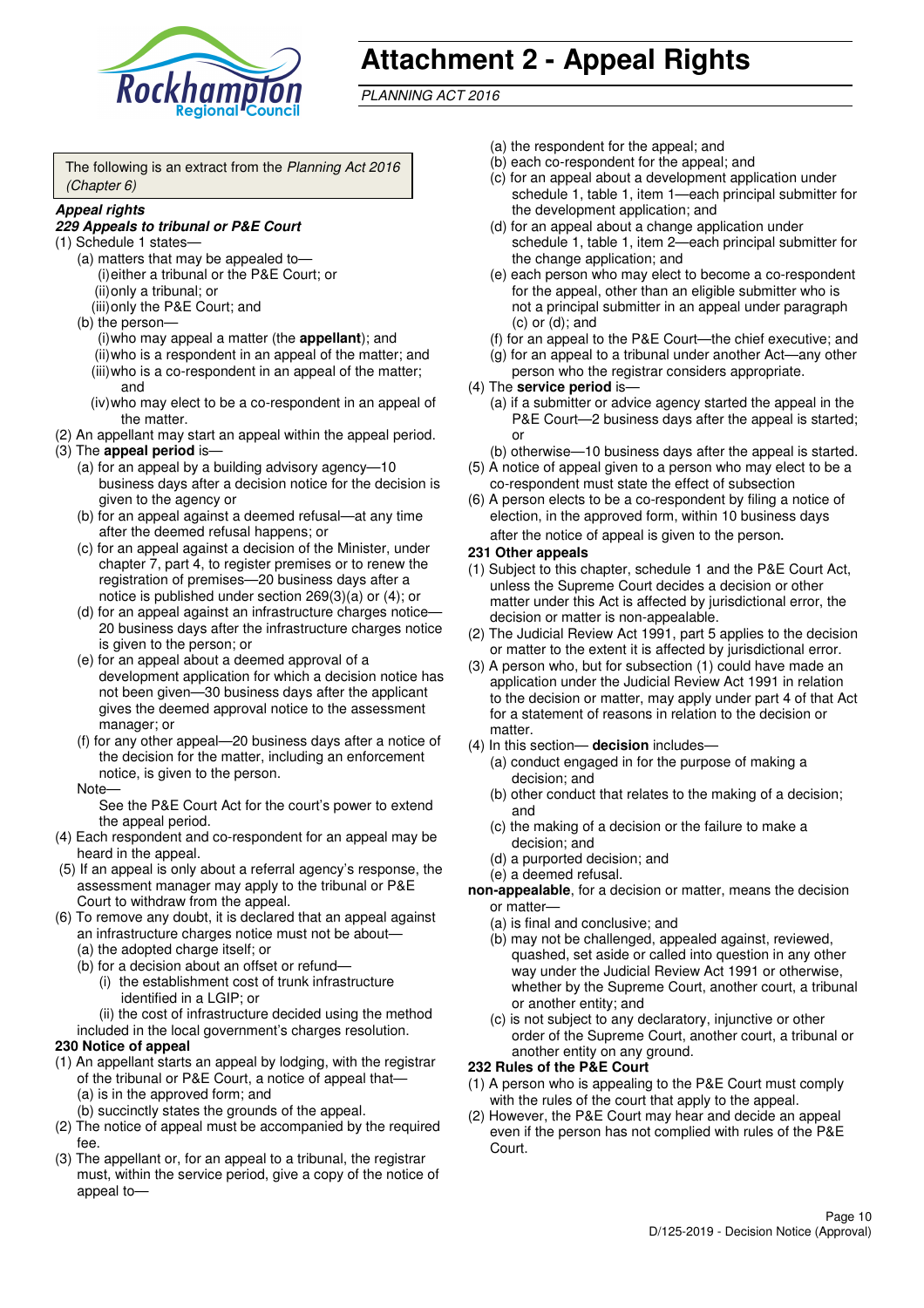# Attachment 2 - Appeal Rights

*PLANNING ACT 2016*

The following is an extract from the *Planning Act 2016 (Chapter 6)*

***Appeal rights***

***229 Appeals to tribunal or P&E Court***

(1) Schedule 1 states—

(a) matters that may be appealed to—

(i) either a tribunal or the P&E Court; or

(ii) only a tribunal; or

(iii) only the P&E Court; and

(b) the person—

(i) who may appeal a matter (the **appellant**); and

(ii) who is a respondent in an appeal of the matter; and

(iii) who is a co-respondent in an appeal of the matter; and

(iv) who may elect to be a co-respondent in an appeal of the matter.

(2) An appellant may start an appeal within the appeal period.

(3) The **appeal period** is—

(a) for an appeal by a building advisory agency—10 business days after a decision notice for the decision is given to the agency or

(b) for an appeal against a deemed refusal—at any time after the deemed refusal happens; or

(c) for an appeal against a decision of the Minister, under chapter 7, part 4, to register premises or to renew the registration of premises—20 business days after a notice is published under section 269(3)(a) or (4); or

(d) for an appeal against an infrastructure charges notice—20 business days after the infrastructure charges notice is given to the person; or

(e) for an appeal about a deemed approval of a development application for which a decision notice has not been given—30 business days after the applicant gives the deemed approval notice to the assessment manager; or

(f) for any other appeal—20 business days after a notice of the decision for the matter, including an enforcement notice, is given to the person.

Note—

See the P&E Court Act for the court's power to extend the appeal period.

(4) Each respondent and co-respondent for an appeal may be heard in the appeal.

(5) If an appeal is only about a referral agency's response, the assessment manager may apply to the tribunal or P&E Court to withdraw from the appeal.

(6) To remove any doubt, it is declared that an appeal against an infrastructure charges notice must not be about—

(a) the adopted charge itself; or

(b) for a decision about an offset or refund—

(i) the establishment cost of trunk infrastructure identified in a LGIP; or

(ii) the cost of infrastructure decided using the method included in the local government's charges resolution.

**230 Notice of appeal**

(1) An appellant starts an appeal by lodging, with the registrar of the tribunal or P&E Court, a notice of appeal that—

(a) is in the approved form; and

(b) succinctly states the grounds of the appeal.

(2) The notice of appeal must be accompanied by the required fee.

(3) The appellant or, for an appeal to a tribunal, the registrar must, within the service period, give a copy of the notice of appeal to—

(a) the respondent for the appeal; and

(b) each co-respondent for the appeal; and

(c) for an appeal about a development application under schedule 1, table 1, item 1—each principal submitter for the development application; and

(d) for an appeal about a change application under schedule 1, table 1, item 2—each principal submitter for the change application; and

(e) each person who may elect to become a co-respondent for the appeal, other than an eligible submitter who is not a principal submitter in an appeal under paragraph (c) or (d); and

(f) for an appeal to the P&E Court—the chief executive; and

(g) for an appeal to a tribunal under another Act—any other person who the registrar considers appropriate.

(4) The **service period** is—

(a) if a submitter or advice agency started the appeal in the P&E Court—2 business days after the appeal is started; or

(b) otherwise—10 business days after the appeal is started.

(5) A notice of appeal given to a person who may elect to be a co-respondent must state the effect of subsection

(6) A person elects to be a co-respondent by filing a notice of election, in the approved form, within 10 business days after the notice of appeal is given to the person.

**231 Other appeals**

(1) Subject to this chapter, schedule 1 and the P&E Court Act, unless the Supreme Court decides a decision or other matter under this Act is affected by jurisdictional error, the decision or matter is non-appealable.

(2) The Judicial Review Act 1991, part 5 applies to the decision or matter to the extent it is affected by jurisdictional error.

(3) A person who, but for subsection (1) could have made an application under the Judicial Review Act 1991 in relation to the decision or matter, may apply under part 4 of that Act for a statement of reasons in relation to the decision or matter.

(4) In this section— **decision** includes—

(a) conduct engaged in for the purpose of making a decision; and

(b) other conduct that relates to the making of a decision; and

(c) the making of a decision or the failure to make a decision; and

(d) a purported decision; and

(e) a deemed refusal.

**non-appealable**, for a decision or matter, means the decision or matter—

(a) is final and conclusive; and

(b) may not be challenged, appealed against, reviewed, quashed, set aside or called into question in any other way under the Judicial Review Act 1991 or otherwise, whether by the Supreme Court, another court, a tribunal or another entity; and

(c) is not subject to any declaratory, injunctive or other order of the Supreme Court, another court, a tribunal or another entity on any ground.

**232 Rules of the P&E Court**

(1) A person who is appealing to the P&E Court must comply with the rules of the court that apply to the appeal.

(2) However, the P&E Court may hear and decide an appeal even if the person has not complied with rules of the P&E Court.

D/125-2019 - Decision Notice (Approval)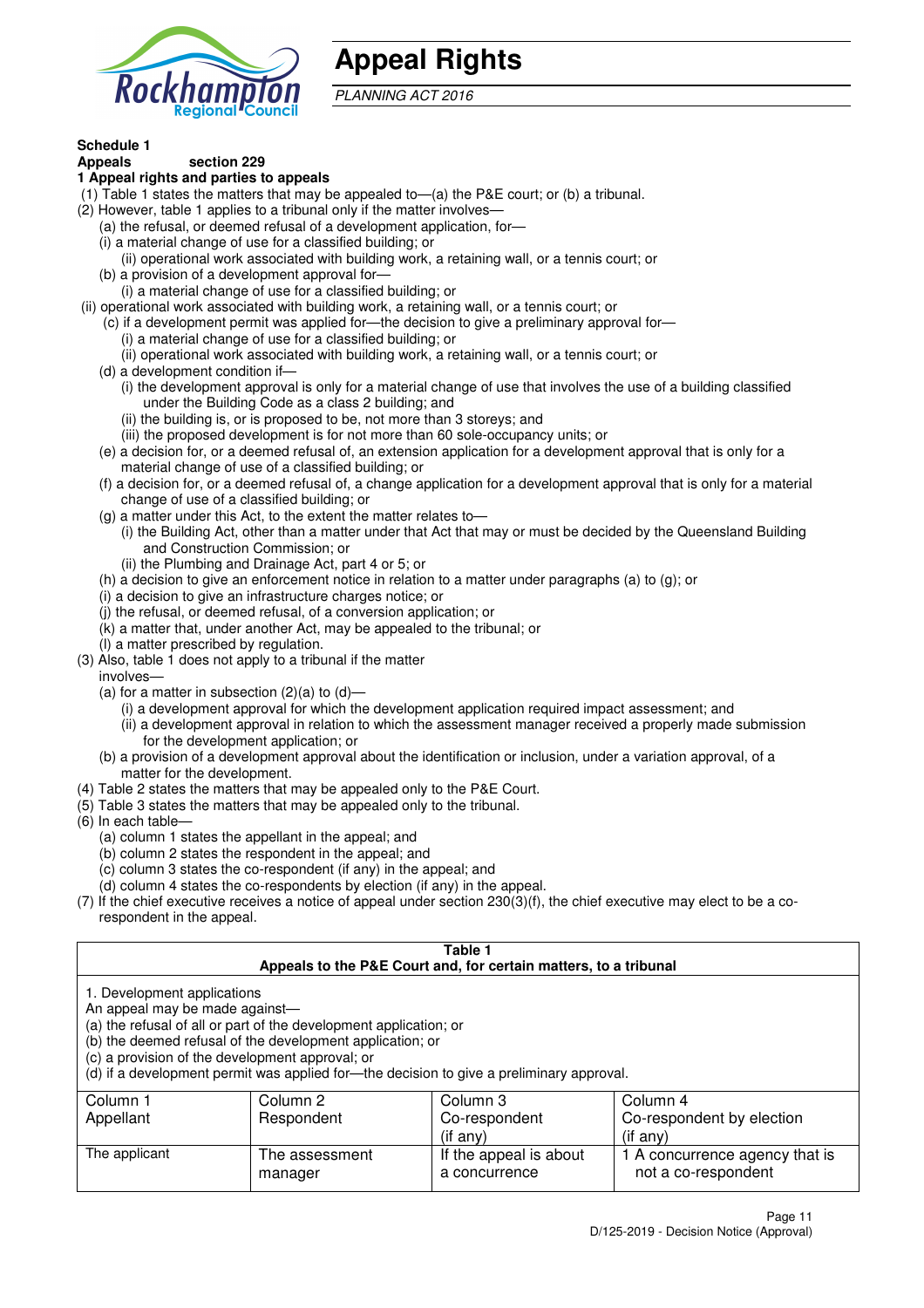# Appeal Rights

*PLANNING ACT 2016*

**Schedule 1**

**Appeals section 229**

**1 Appeal rights and parties to appeals**

(1) Table 1 states the matters that may be appealed to—(a) the P&E court; or (b) a tribunal.

(2) However, table 1 applies to a tribunal only if the matter involves—

(a) the refusal, or deemed refusal of a development application, for—

(i) a material change of use for a classified building; or

(ii) operational work associated with building work, a retaining wall, or a tennis court; or

(b) a provision of a development approval for—

(i) a material change of use for a classified building; or

(ii) operational work associated with building work, a retaining wall, or a tennis court; or

(c) if a development permit was applied for—the decision to give a preliminary approval for—

(i) a material change of use for a classified building; or

(ii) operational work associated with building work, a retaining wall, or a tennis court; or

(d) a development condition if—

(i) the development approval is only for a material change of use that involves the use of a building classified under the Building Code as a class 2 building; and

(ii) the building is, or is proposed to be, not more than 3 storeys; and

(iii) the proposed development is for not more than 60 sole-occupancy units; or

(e) a decision for, or a deemed refusal of, an extension application for a development approval that is only for a material change of use of a classified building; or

(f) a decision for, or a deemed refusal of, a change application for a development approval that is only for a material change of use of a classified building; or

(g) a matter under this Act, to the extent the matter relates to—

(i) the Building Act, other than a matter under that Act that may or must be decided by the Queensland Building and Construction Commission; or

(ii) the Plumbing and Drainage Act, part 4 or 5; or

(h) a decision to give an enforcement notice in relation to a matter under paragraphs (a) to (g); or

(i) a decision to give an infrastructure charges notice; or

(j) the refusal, or deemed refusal, of a conversion application; or

(k) a matter that, under another Act, may be appealed to the tribunal; or

(l) a matter prescribed by regulation.

(3) Also, table 1 does not apply to a tribunal if the matter involves—

(a) for a matter in subsection (2)(a) to (d)—

(i) a development approval for which the development application required impact assessment; and

(ii) a development approval in relation to which the assessment manager received a properly made submission for the development application; or

(b) a provision of a development approval about the identification or inclusion, under a variation approval, of a matter for the development.

(4) Table 2 states the matters that may be appealed only to the P&E Court.

(5) Table 3 states the matters that may be appealed only to the tribunal.

(6) In each table—

(a) column 1 states the appellant in the appeal; and

(b) column 2 states the respondent in the appeal; and

(c) column 3 states the co-respondent (if any) in the appeal; and

(d) column 4 states the co-respondents by election (if any) in the appeal.

(7) If the chief executive receives a notice of appeal under section 230(3)(f), the chief executive may elect to be a co-respondent in the appeal.

**Table 1**
**Appeals to the P&E Court and, for certain matters, to a tribunal**

1. Development applications

An appeal may be made against—

(a) the refusal of all or part of the development application; or

(b) the deemed refusal of the development application; or

(c) a provision of the development approval; or

(d) if a development permit was applied for—the decision to give a preliminary approval.

| Column 1<br>Appellant | Column 2<br>Respondent | Column 3<br>Co-respondent<br>(if any) | Column 4<br>Co-respondent by election<br>(if any) |
|---|---|---|---|
| The applicant | The assessment manager | If the appeal is about a concurrence | 1 A concurrence agency that is not a co-respondent |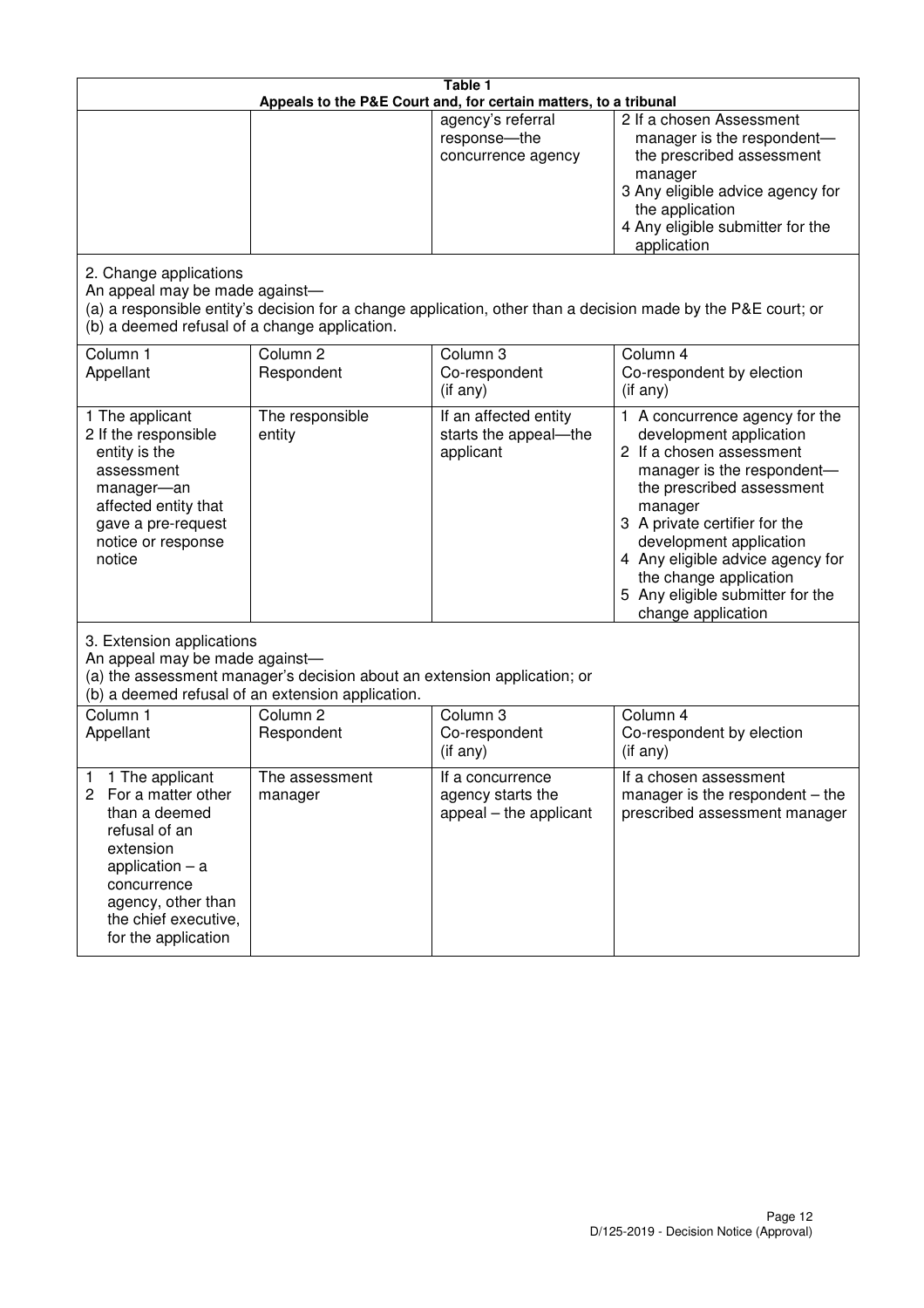**Table 1**
**Appeals to the P&E Court and, for certain matters, to a tribunal**

| | | | |
|---|---|---|---|
| | | agency's referral response—the concurrence agency | 2 If a chosen Assessment manager is the respondent—the prescribed assessment manager<br>3 Any eligible advice agency for the application<br>4 Any eligible submitter for the application |

2. Change applications
An appeal may be made against—
(a) a responsible entity's decision for a change application, other than a decision made by the P&E court; or
(b) a deemed refusal of a change application.

| Column 1<br>Appellant | Column 2<br>Respondent | Column 3<br>Co-respondent<br>(if any) | Column 4<br>Co-respondent by election<br>(if any) |
|---|---|---|---|
| 1 The applicant<br>2 If the responsible entity is the assessment manager—an affected entity that gave a pre-request notice or response notice | The responsible entity | If an affected entity starts the appeal—the applicant | 1 A concurrence agency for the development application<br>2 If a chosen assessment manager is the respondent—the prescribed assessment manager<br>3 A private certifier for the development application<br>4 Any eligible advice agency for the change application<br>5 Any eligible submitter for the change application |

3. Extension applications
An appeal may be made against—
(a) the assessment manager's decision about an extension application; or
(b) a deemed refusal of an extension application.

| Column 1<br>Appellant | Column 2<br>Respondent | Column 3<br>Co-respondent<br>(if any) | Column 4<br>Co-respondent by election<br>(if any) |
|---|---|---|---|
| 1 1 The applicant<br>2 For a matter other than a deemed refusal of an extension application – a concurrence agency, other than the chief executive, for the application | The assessment manager | If a concurrence agency starts the appeal – the applicant | If a chosen assessment manager is the respondent – the prescribed assessment manager |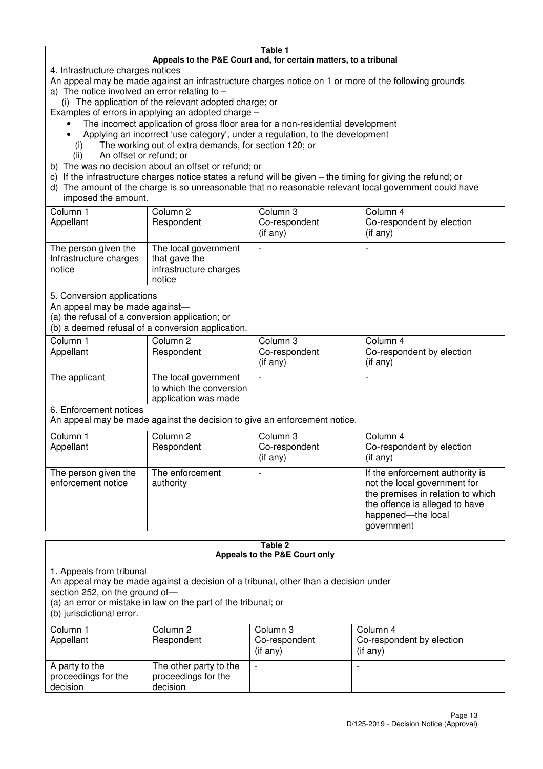**Table 1**
**Appeals to the P&E Court and, for certain matters, to a tribunal**

4. Infrastructure charges notices

An appeal may be made against an infrastructure charges notice on 1 or more of the following grounds

a) The notice involved an error relating to –
   (i) The application of the relevant adopted charge; or

Examples of errors in applying an adopted charge –

- The incorrect application of gross floor area for a non-residential development
- Applying an incorrect 'use category', under a regulation, to the development

   (i) The working out of extra demands, for section 120; or
   (ii) An offset or refund; or

b) The was no decision about an offset or refund; or

c) If the infrastructure charges notice states a refund will be given – the timing for giving the refund; or

d) The amount of the charge is so unreasonable that no reasonable relevant local government could have imposed the amount.

| Column 1<br>Appellant | Column 2<br>Respondent | Column 3<br>Co-respondent<br>(if any) | Column 4<br>Co-respondent by election<br>(if any) |
|---|---|---|---|
| The person given the Infrastructure charges notice | The local government that gave the infrastructure charges notice | - | - |

5. Conversion applications

An appeal may be made against—

(a) the refusal of a conversion application; or

(b) a deemed refusal of a conversion application.

| Column 1<br>Appellant | Column 2<br>Respondent | Column 3<br>Co-respondent<br>(if any) | Column 4<br>Co-respondent by election<br>(if any) |
|---|---|---|---|
| The applicant | The local government to which the conversion application was made | - | - |

6. Enforcement notices

An appeal may be made against the decision to give an enforcement notice.

| Column 1<br>Appellant | Column 2<br>Respondent | Column 3<br>Co-respondent<br>(if any) | Column 4<br>Co-respondent by election<br>(if any) |
|---|---|---|---|
| The person given the enforcement notice | The enforcement authority | - | If the enforcement authority is not the local government for the premises in relation to which the offence is alleged to have happened—the local government |

**Table 2**
**Appeals to the P&E Court only**

1. Appeals from tribunal

An appeal may be made against a decision of a tribunal, other than a decision under section 252, on the ground of—

(a) an error or mistake in law on the part of the tribunal; or

(b) jurisdictional error.

| Column 1<br>Appellant | Column 2<br>Respondent | Column 3<br>Co-respondent<br>(if any) | Column 4<br>Co-respondent by election<br>(if any) |
|---|---|---|---|
| A party to the proceedings for the decision | The other party to the proceedings for the decision | - | - |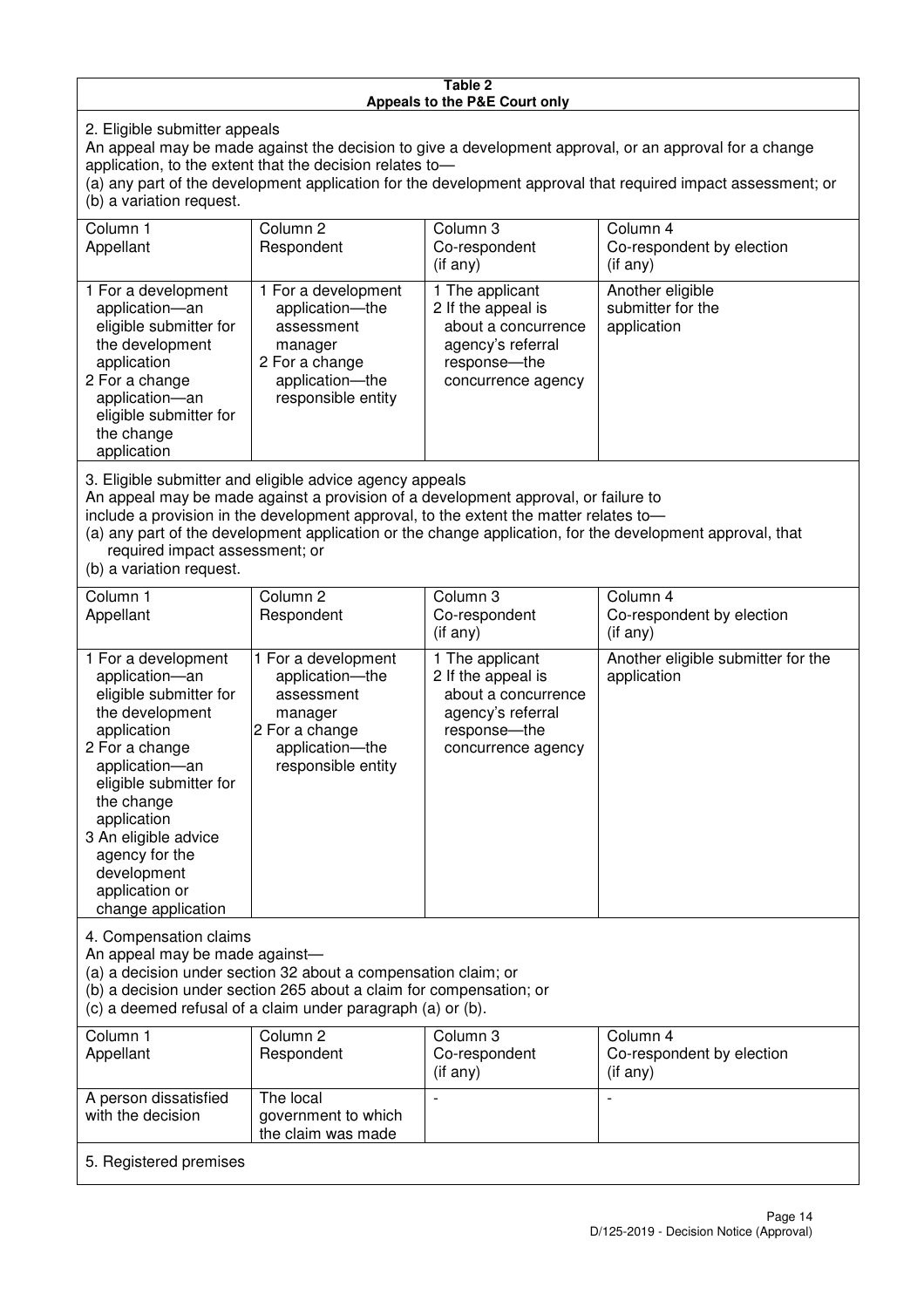**Table 2**
**Appeals to the P&E Court only**

2. Eligible submitter appeals

An appeal may be made against the decision to give a development approval, or an approval for a change application, to the extent that the decision relates to—

(a) any part of the development application for the development approval that required impact assessment; or

(b) a variation request.

| Column 1<br>Appellant | Column 2<br>Respondent | Column 3<br>Co-respondent<br>(if any) | Column 4<br>Co-respondent by election<br>(if any) |
|---|---|---|---|
| 1 For a development application—an eligible submitter for the development application<br>2 For a change application—an eligible submitter for the change application | 1 For a development application—the assessment manager<br>2 For a change application—the responsible entity | 1 The applicant<br>2 If the appeal is about a concurrence agency's referral response—the concurrence agency | Another eligible submitter for the application |

3. Eligible submitter and eligible advice agency appeals

An appeal may be made against a provision of a development approval, or failure to include a provision in the development approval, to the extent the matter relates to—

(a) any part of the development application or the change application, for the development approval, that required impact assessment; or

(b) a variation request.

| Column 1<br>Appellant | Column 2<br>Respondent | Column 3<br>Co-respondent<br>(if any) | Column 4<br>Co-respondent by election<br>(if any) |
|---|---|---|---|
| 1 For a development application—an eligible submitter for the development application<br>2 For a change application—an eligible submitter for the change application<br>3 An eligible advice agency for the development application or change application | 1 For a development application—the assessment manager<br>2 For a change application—the responsible entity | 1 The applicant<br>2 If the appeal is about a concurrence agency's referral response—the concurrence agency | Another eligible submitter for the application |

4. Compensation claims

An appeal may be made against—

(a) a decision under section 32 about a compensation claim; or

(b) a decision under section 265 about a claim for compensation; or

(c) a deemed refusal of a claim under paragraph (a) or (b).

| Column 1<br>Appellant | Column 2<br>Respondent | Column 3<br>Co-respondent<br>(if any) | Column 4<br>Co-respondent by election<br>(if any) |
|---|---|---|---|
| A person dissatisfied with the decision | The local government to which the claim was made | - | - |

5. Registered premises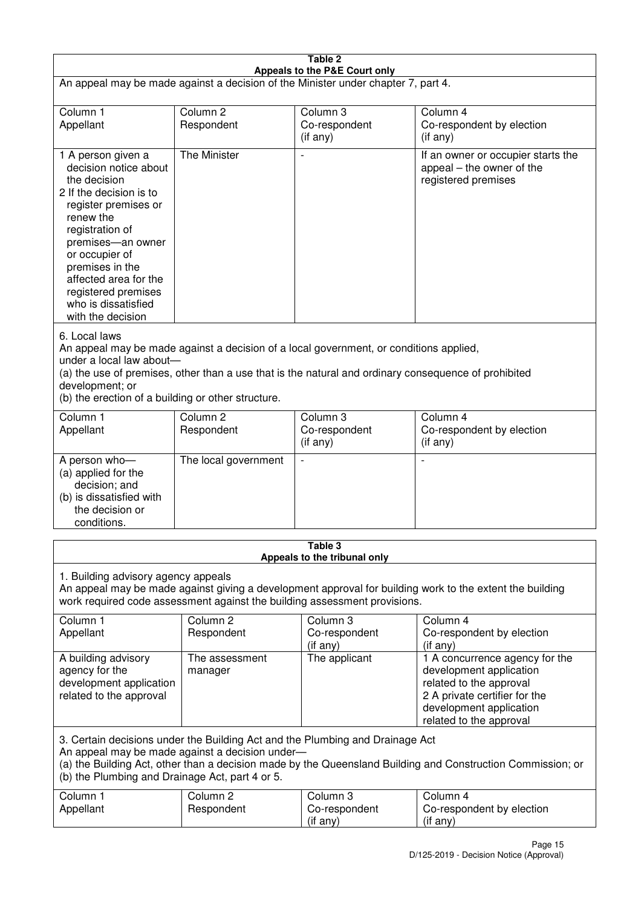**Table 2**
**Appeals to the P&E Court only**

An appeal may be made against a decision of the Minister under chapter 7, part 4.

| Column 1<br>Appellant | Column 2<br>Respondent | Column 3<br>Co-respondent<br>(if any) | Column 4<br>Co-respondent by election<br>(if any) |
|---|---|---|---|
| 1 A person given a decision notice about the decision<br>2 If the decision is to register premises or renew the registration of premises—an owner or occupier of premises in the affected area for the registered premises who is dissatisfied with the decision | The Minister | - | If an owner or occupier starts the appeal – the owner of the registered premises |

6. Local laws

An appeal may be made against a decision of a local government, or conditions applied, under a local law about—

(a) the use of premises, other than a use that is the natural and ordinary consequence of prohibited development; or

(b) the erection of a building or other structure.

| Column 1<br>Appellant | Column 2<br>Respondent | Column 3<br>Co-respondent<br>(if any) | Column 4<br>Co-respondent by election<br>(if any) |
|---|---|---|---|
| A person who—<br>(a) applied for the decision; and<br>(b) is dissatisfied with the decision or conditions. | The local government | - | - |

**Table 3**
**Appeals to the tribunal only**

1. Building advisory agency appeals

An appeal may be made against giving a development approval for building work to the extent the building work required code assessment against the building assessment provisions.

| Column 1<br>Appellant | Column 2<br>Respondent | Column 3<br>Co-respondent<br>(if any) | Column 4<br>Co-respondent by election<br>(if any) |
|---|---|---|---|
| A building advisory agency for the development application related to the approval | The assessment manager | The applicant | 1 A concurrence agency for the development application related to the approval<br>2 A private certifier for the development application related to the approval |

3. Certain decisions under the Building Act and the Plumbing and Drainage Act

An appeal may be made against a decision under—

(a) the Building Act, other than a decision made by the Queensland Building and Construction Commission; or

(b) the Plumbing and Drainage Act, part 4 or 5.

| Column 1<br>Appellant | Column 2<br>Respondent | Column 3<br>Co-respondent<br>(if any) | Column 4<br>Co-respondent by election<br>(if any) |
|---|---|---|---|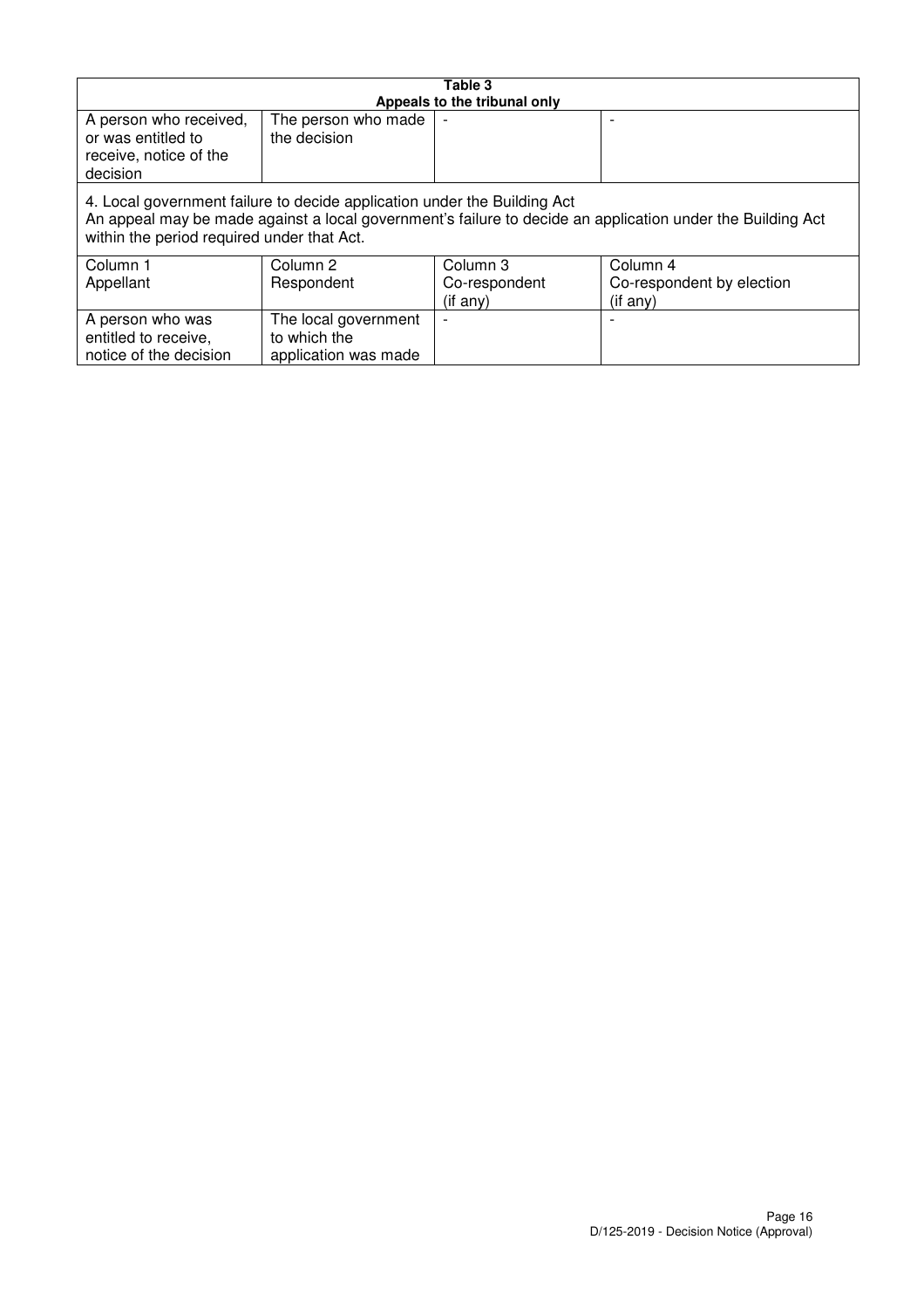| Table 3<br>Appeals to the tribunal only | | | |
|---|---|---|---|
| A person who received, or was entitled to receive, notice of the decision | The person who made the decision | - | - |

4. Local government failure to decide application under the Building Act
An appeal may be made against a local government's failure to decide an application under the Building Act within the period required under that Act.

| Column 1<br>Appellant | Column 2<br>Respondent | Column 3<br>Co-respondent<br>(if any) | Column 4<br>Co-respondent by election<br>(if any) |
|---|---|---|---|
| A person who was entitled to receive, notice of the decision | The local government to which the application was made | - | - |